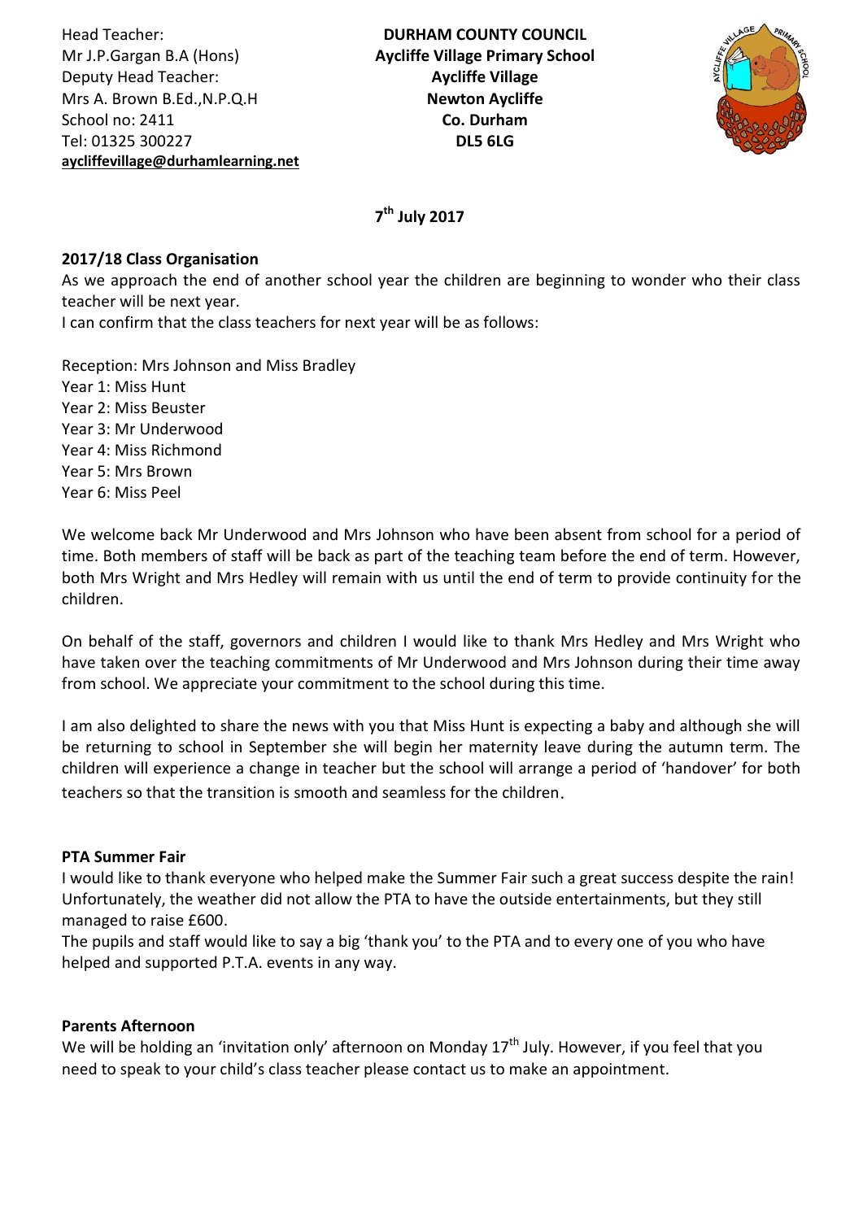Head Teacher:
Mr J.P.Gargan B.A (Hons)
Deputy Head Teacher:
Mrs A. Brown B.Ed.,N.P.Q.H
School no: 2411
Tel: 01325 300227
**aycliffevillage@durhamlearning.net**

**DURHAM COUNTY COUNCIL**
**Aycliffe Village Primary School**
**Aycliffe Village**
**Newton Aycliffe**
**Co. Durham**
**DL5 6LG**

**7th July 2017**

**2017/18 Class Organisation**

As we approach the end of another school year the children are beginning to wonder who their class teacher will be next year.

I can confirm that the class teachers for next year will be as follows:

Reception: Mrs Johnson and Miss Bradley
Year 1: Miss Hunt
Year 2: Miss Beuster
Year 3: Mr Underwood
Year 4: Miss Richmond
Year 5: Mrs Brown
Year 6: Miss Peel

We welcome back Mr Underwood and Mrs Johnson who have been absent from school for a period of time. Both members of staff will be back as part of the teaching team before the end of term. However, both Mrs Wright and Mrs Hedley will remain with us until the end of term to provide continuity for the children.

On behalf of the staff, governors and children I would like to thank Mrs Hedley and Mrs Wright who have taken over the teaching commitments of Mr Underwood and Mrs Johnson during their time away from school. We appreciate your commitment to the school during this time.

I am also delighted to share the news with you that Miss Hunt is expecting a baby and although she will be returning to school in September she will begin her maternity leave during the autumn term. The children will experience a change in teacher but the school will arrange a period of 'handover' for both teachers so that the transition is smooth and seamless for the children.

**PTA Summer Fair**

I would like to thank everyone who helped make the Summer Fair such a great success despite the rain! Unfortunately, the weather did not allow the PTA to have the outside entertainments, but they still managed to raise £600.

The pupils and staff would like to say a big 'thank you' to the PTA and to every one of you who have helped and supported P.T.A. events in any way.

**Parents Afternoon**

We will be holding an 'invitation only' afternoon on Monday 17th July. However, if you feel that you need to speak to your child's class teacher please contact us to make an appointment.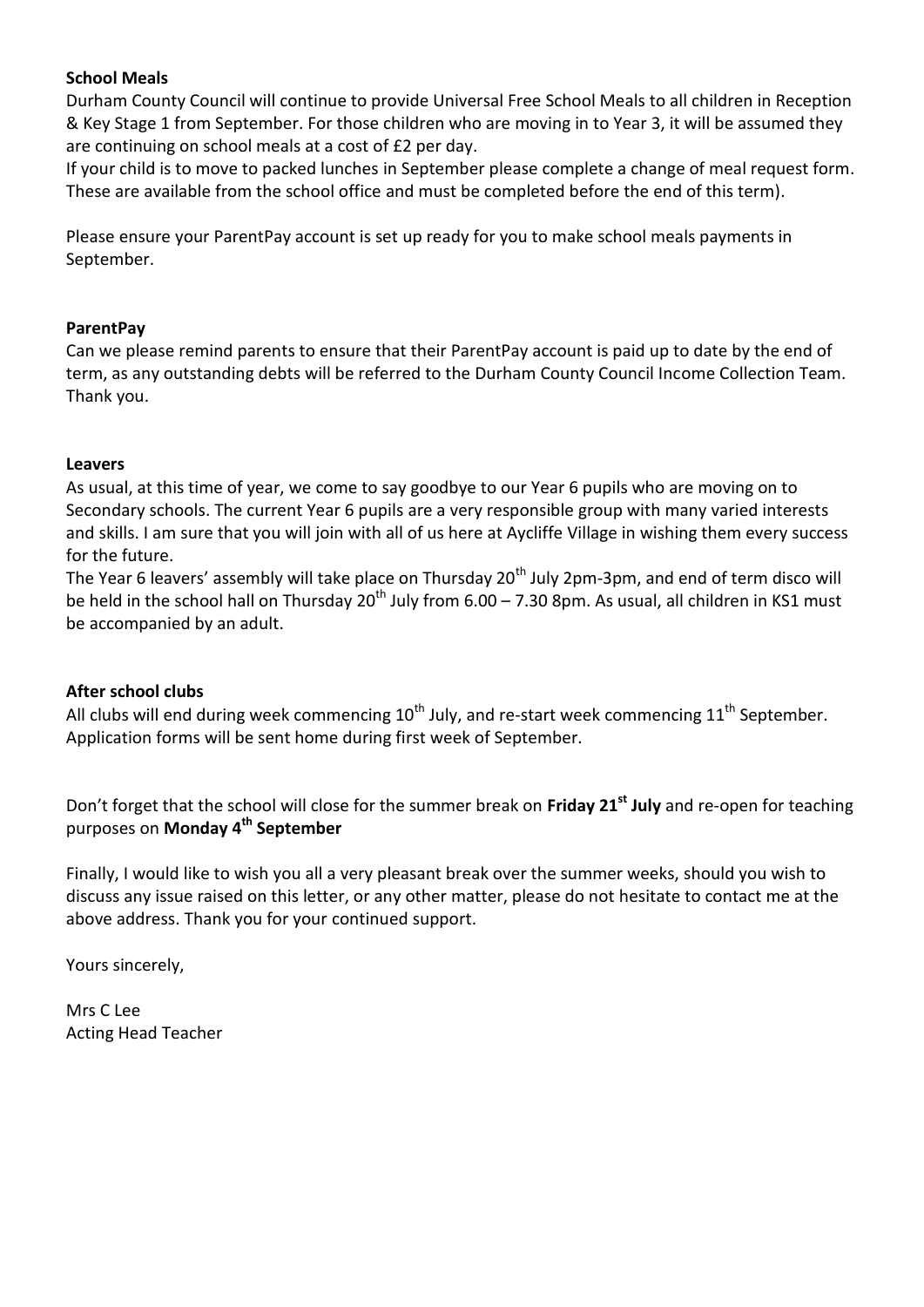**School Meals**

Durham County Council will continue to provide Universal Free School Meals to all children in Reception & Key Stage 1 from September. For those children who are moving in to Year 3, it will be assumed they are continuing on school meals at a cost of £2 per day.

If your child is to move to packed lunches in September please complete a change of meal request form. These are available from the school office and must be completed before the end of this term).

Please ensure your ParentPay account is set up ready for you to make school meals payments in September.

**ParentPay**

Can we please remind parents to ensure that their ParentPay account is paid up to date by the end of term, as any outstanding debts will be referred to the Durham County Council Income Collection Team. Thank you.

**Leavers**

As usual, at this time of year, we come to say goodbye to our Year 6 pupils who are moving on to Secondary schools. The current Year 6 pupils are a very responsible group with many varied interests and skills. I am sure that you will join with all of us here at Aycliffe Village in wishing them every success for the future.

The Year 6 leavers' assembly will take place on Thursday 20th July 2pm-3pm, and end of term disco will be held in the school hall on Thursday 20th July from 6.00 – 7.30 8pm. As usual, all children in KS1 must be accompanied by an adult.

**After school clubs**

All clubs will end during week commencing 10th July, and re-start week commencing 11th September. Application forms will be sent home during first week of September.

Don't forget that the school will close for the summer break on **Friday 21st July** and re-open for teaching purposes on **Monday 4th September**

Finally, I would like to wish you all a very pleasant break over the summer weeks, should you wish to discuss any issue raised on this letter, or any other matter, please do not hesitate to contact me at the above address. Thank you for your continued support.

Yours sincerely,

Mrs C Lee
Acting Head Teacher